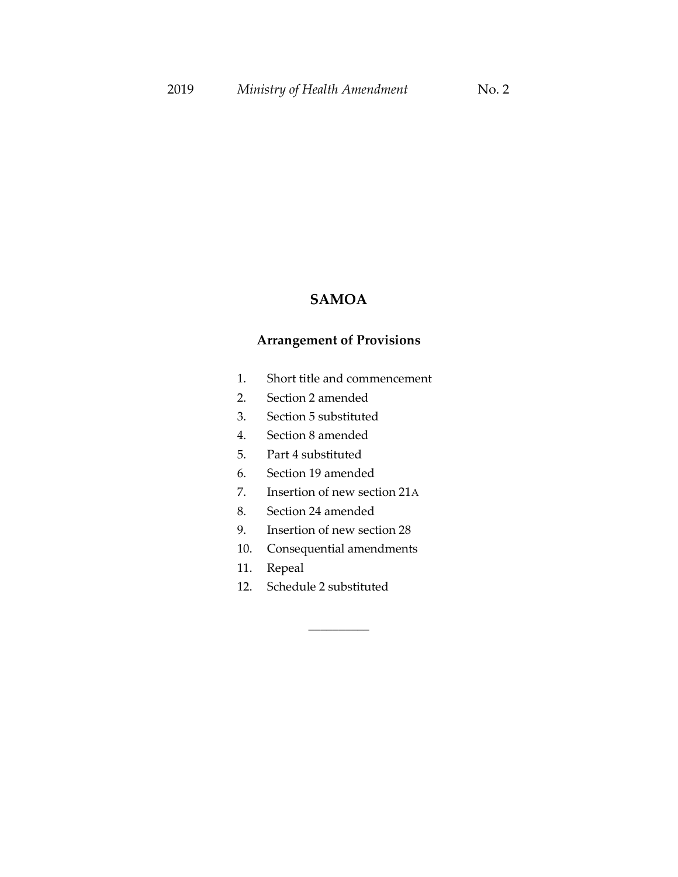# SAMOA

## Arrangement of Provisions

1. Short title and commencement
2. Section 2 amended
3. Section 5 substituted
4. Section 8 amended
5. Part 4 substituted
6. Section 19 amended
7. Insertion of new section 21A
8. Section 24 amended
9. Insertion of new section 28
10. Consequential amendments
11. Repeal
12. Schedule 2 substituted

__________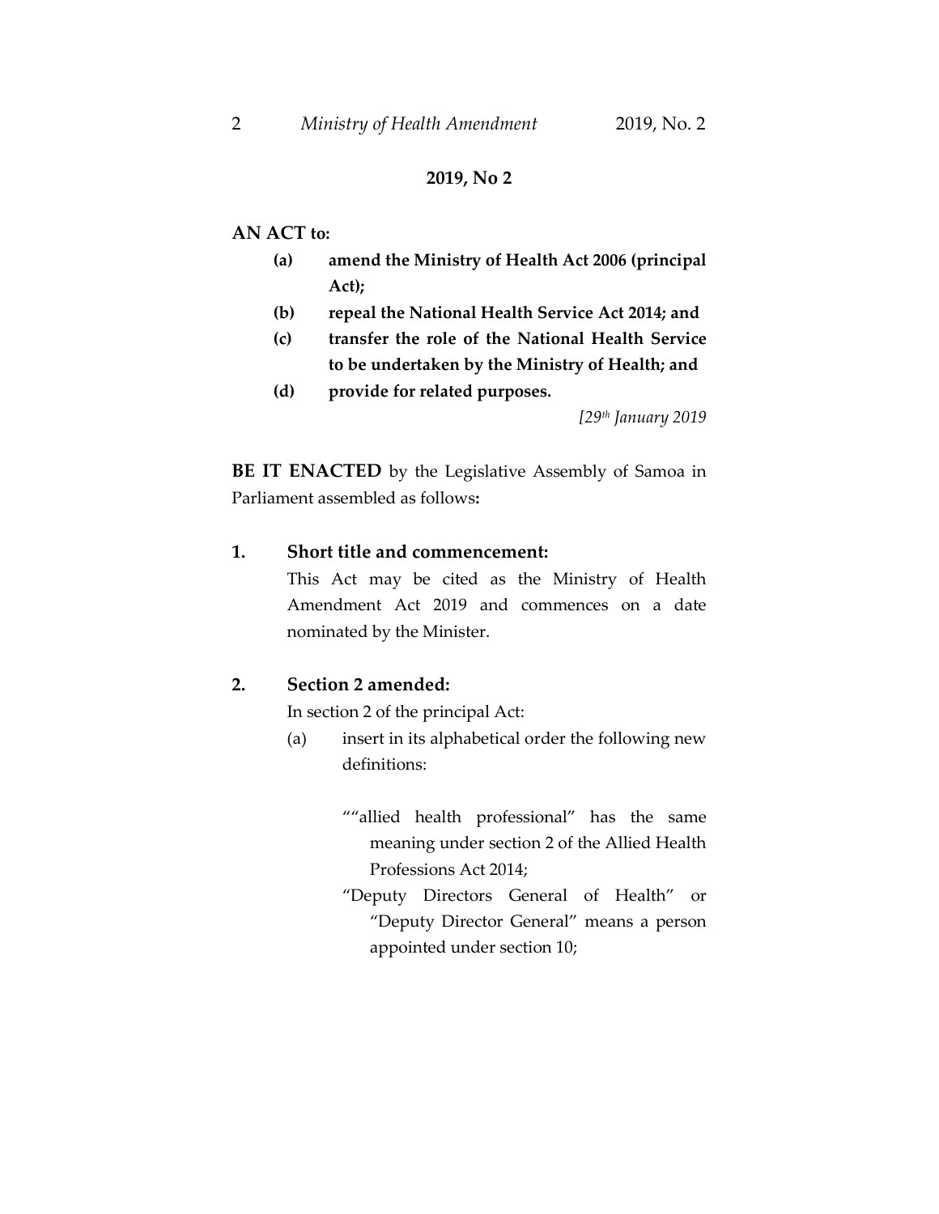**2019, No 2**

**AN ACT to:**

- **(a)** **amend the Ministry of Health Act 2006 (principal Act);**
- **(b)** **repeal the National Health Service Act 2014; and**
- **(c)** **transfer the role of the National Health Service to be undertaken by the Ministry of Health; and**
- **(d)** **provide for related purposes.**

*[29th January 2019*

**BE IT ENACTED** by the Legislative Assembly of Samoa in Parliament assembled as follows**:**

### 1. Short title and commencement:

This Act may be cited as the Ministry of Health Amendment Act 2019 and commences on a date nominated by the Minister.

### 2. Section 2 amended:

In section 2 of the principal Act:

(a) insert in its alphabetical order the following new definitions:

""allied health professional" has the same meaning under section 2 of the Allied Health Professions Act 2014;

"Deputy Directors General of Health" or "Deputy Director General" means a person appointed under section 10;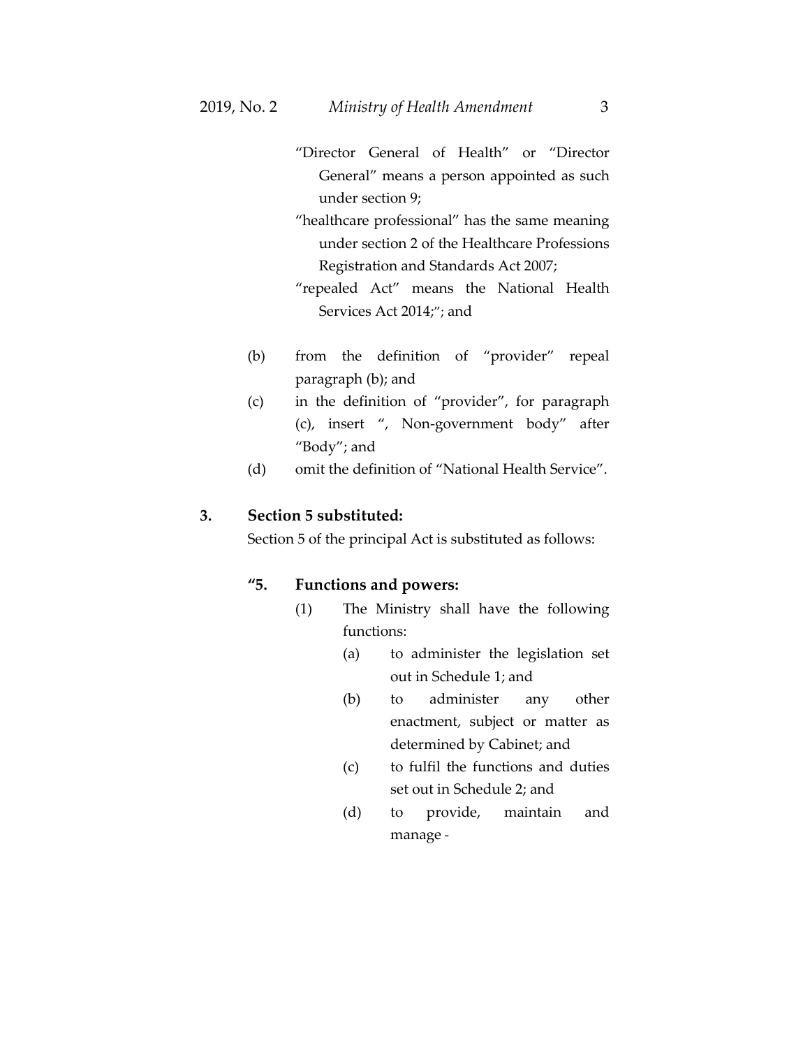"Director General of Health" or "Director General" means a person appointed as such under section 9;

"healthcare professional" has the same meaning under section 2 of the Healthcare Professions Registration and Standards Act 2007;

"repealed Act" means the National Health Services Act 2014;"; and

(b) from the definition of "provider" repeal paragraph (b); and

(c) in the definition of "provider", for paragraph (c), insert ", Non-government body" after "Body"; and

(d) omit the definition of "National Health Service".

**3. Section 5 substituted:**

Section 5 of the principal Act is substituted as follows:

**"5. Functions and powers:**

(1) The Ministry shall have the following functions:

(a) to administer the legislation set out in Schedule 1; and

(b) to administer any other enactment, subject or matter as determined by Cabinet; and

(c) to fulfil the functions and duties set out in Schedule 2; and

(d) to provide, maintain and manage -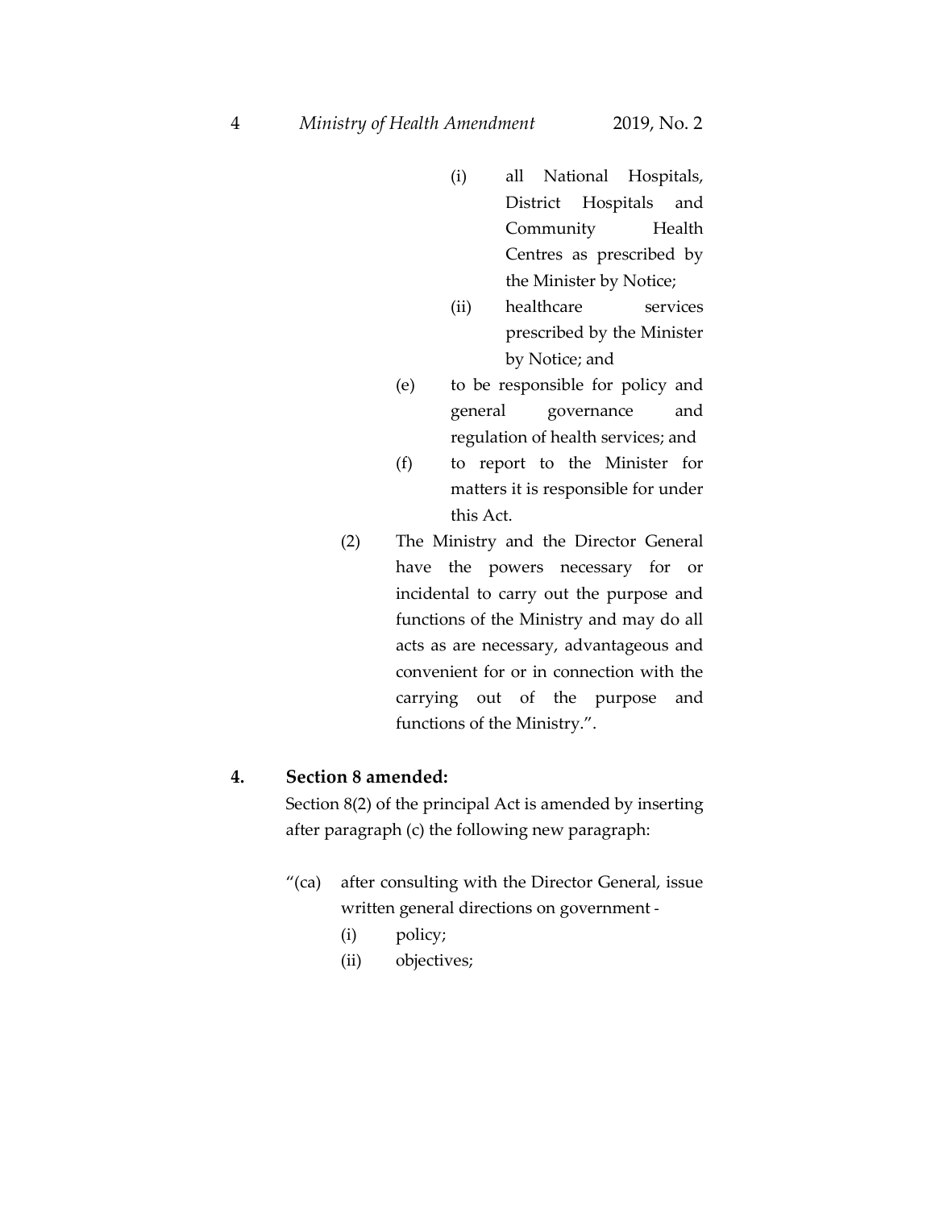(i) all National Hospitals, District Hospitals and Community Health Centres as prescribed by the Minister by Notice;

(ii) healthcare services prescribed by the Minister by Notice; and

(e) to be responsible for policy and general governance and regulation of health services; and

(f) to report to the Minister for matters it is responsible for under this Act.

(2) The Ministry and the Director General have the powers necessary for or incidental to carry out the purpose and functions of the Ministry and may do all acts as are necessary, advantageous and convenient for or in connection with the carrying out of the purpose and functions of the Ministry.".

**4. Section 8 amended:**

Section 8(2) of the principal Act is amended by inserting after paragraph (c) the following new paragraph:

"(ca) after consulting with the Director General, issue written general directions on government -

(i) policy;

(ii) objectives;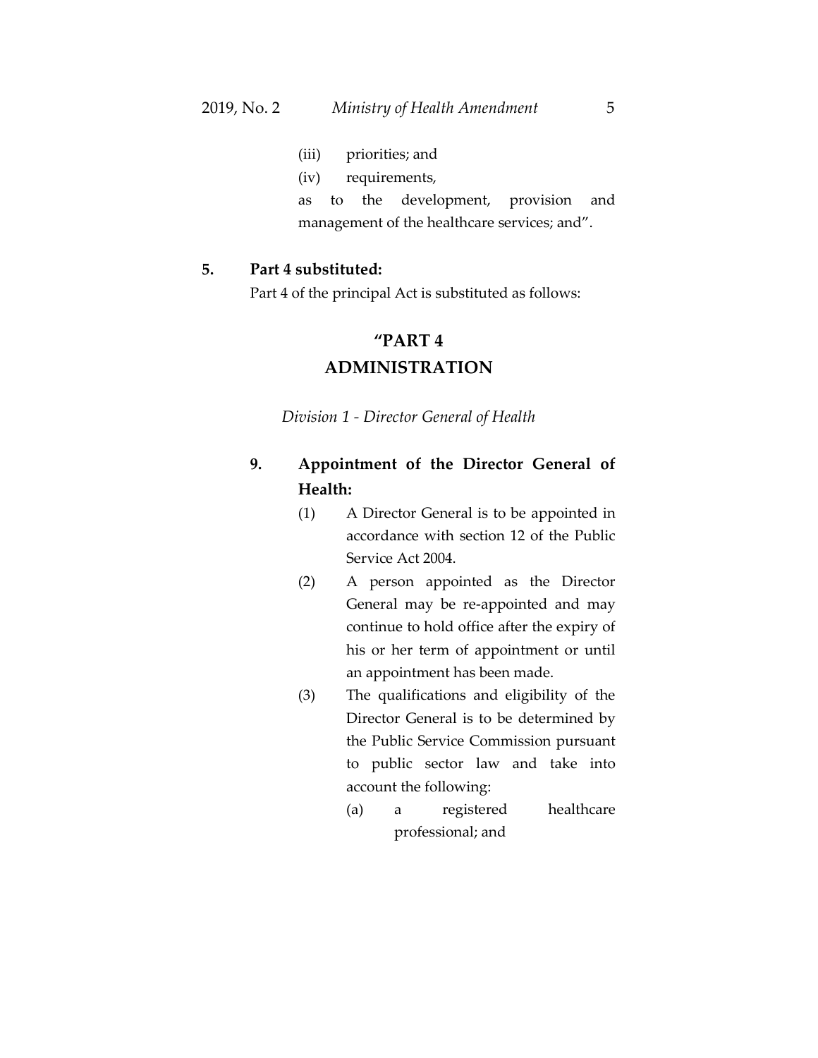(iii) priorities; and

(iv) requirements,

as to the development, provision and management of the healthcare services; and".

**5. Part 4 substituted:**

Part 4 of the principal Act is substituted as follows:

## "PART 4
## ADMINISTRATION

*Division 1 - Director General of Health*

**9. Appointment of the Director General of Health:**

(1) A Director General is to be appointed in accordance with section 12 of the Public Service Act 2004.

(2) A person appointed as the Director General may be re-appointed and may continue to hold office after the expiry of his or her term of appointment or until an appointment has been made.

(3) The qualifications and eligibility of the Director General is to be determined by the Public Service Commission pursuant to public sector law and take into account the following:

(a) a registered healthcare professional; and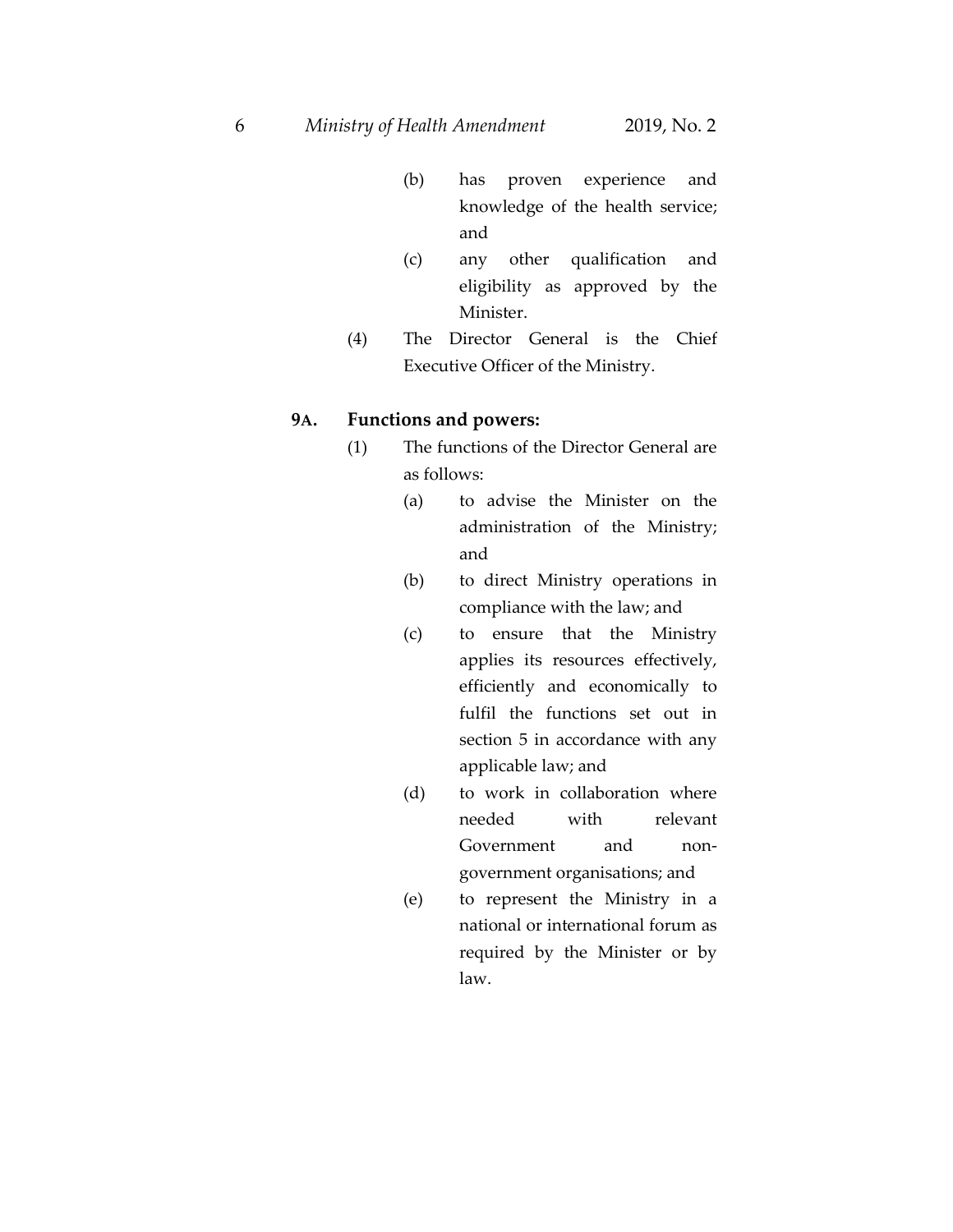(b) has proven experience and knowledge of the health service; and

(c) any other qualification and eligibility as approved by the Minister.

(4) The Director General is the Chief Executive Officer of the Ministry.

**9A. Functions and powers:**

(1) The functions of the Director General are as follows:

(a) to advise the Minister on the administration of the Ministry; and

(b) to direct Ministry operations in compliance with the law; and

(c) to ensure that the Ministry applies its resources effectively, efficiently and economically to fulfil the functions set out in section 5 in accordance with any applicable law; and

(d) to work in collaboration where needed with relevant Government and non-government organisations; and

(e) to represent the Ministry in a national or international forum as required by the Minister or by law.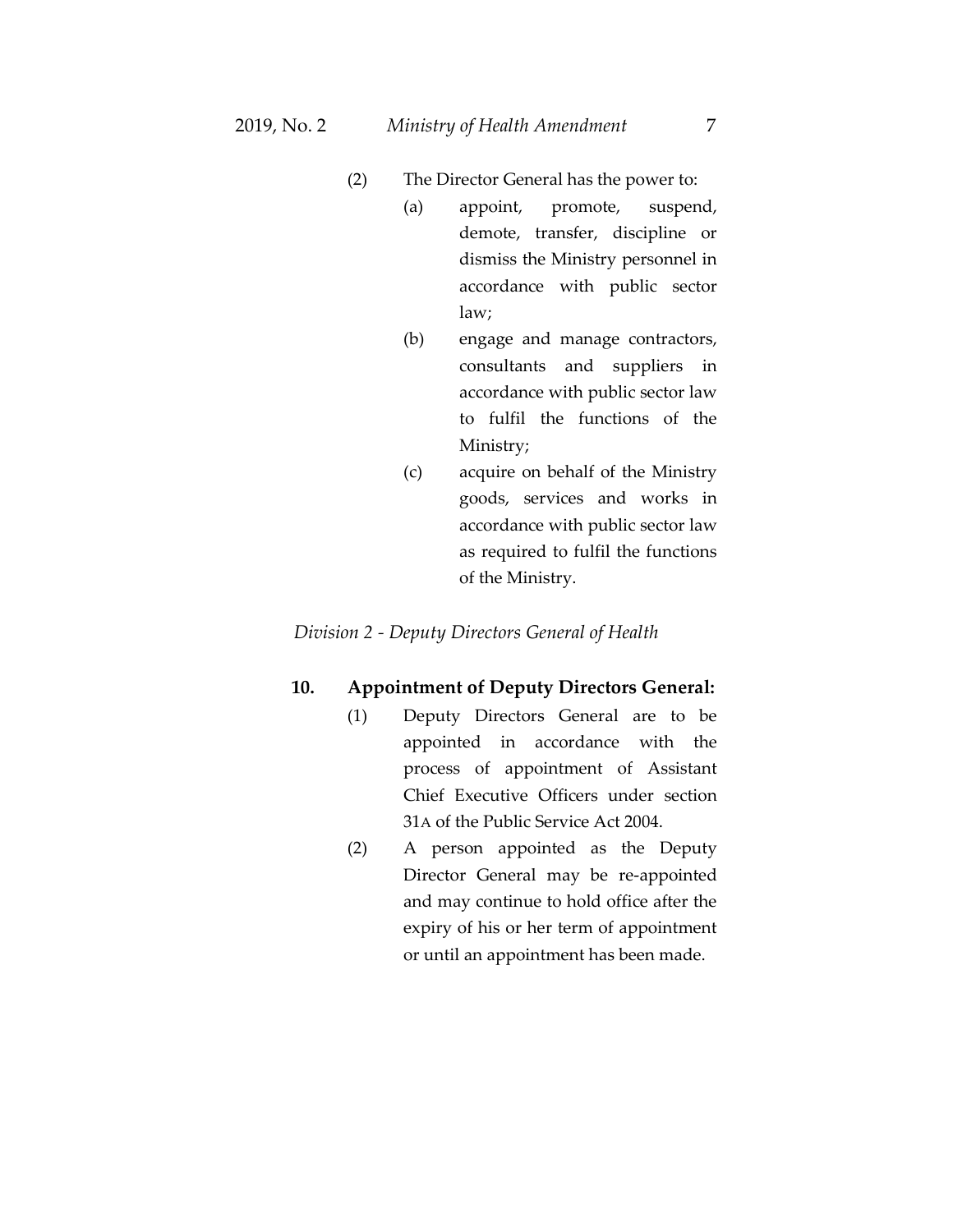(2) The Director General has the power to:

(a) appoint, promote, suspend, demote, transfer, discipline or dismiss the Ministry personnel in accordance with public sector law;

(b) engage and manage contractors, consultants and suppliers in accordance with public sector law to fulfil the functions of the Ministry;

(c) acquire on behalf of the Ministry goods, services and works in accordance with public sector law as required to fulfil the functions of the Ministry.

*Division 2 - Deputy Directors General of Health*

**10. Appointment of Deputy Directors General:**

(1) Deputy Directors General are to be appointed in accordance with the process of appointment of Assistant Chief Executive Officers under section 31A of the Public Service Act 2004.

(2) A person appointed as the Deputy Director General may be re-appointed and may continue to hold office after the expiry of his or her term of appointment or until an appointment has been made.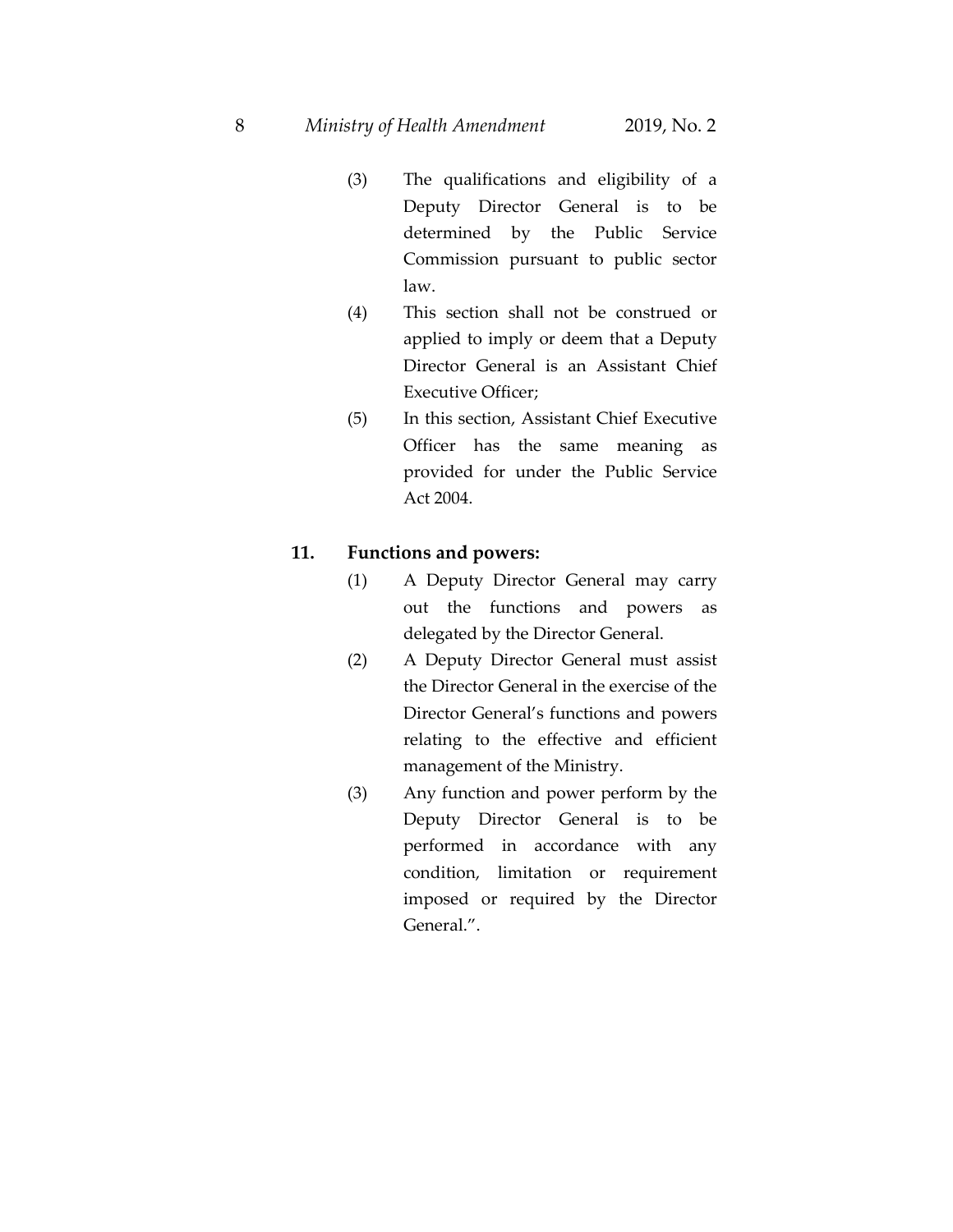(3) The qualifications and eligibility of a Deputy Director General is to be determined by the Public Service Commission pursuant to public sector law.

(4) This section shall not be construed or applied to imply or deem that a Deputy Director General is an Assistant Chief Executive Officer;

(5) In this section, Assistant Chief Executive Officer has the same meaning as provided for under the Public Service Act 2004.

**11. Functions and powers:**

(1) A Deputy Director General may carry out the functions and powers as delegated by the Director General.

(2) A Deputy Director General must assist the Director General in the exercise of the Director General's functions and powers relating to the effective and efficient management of the Ministry.

(3) Any function and power perform by the Deputy Director General is to be performed in accordance with any condition, limitation or requirement imposed or required by the Director General.".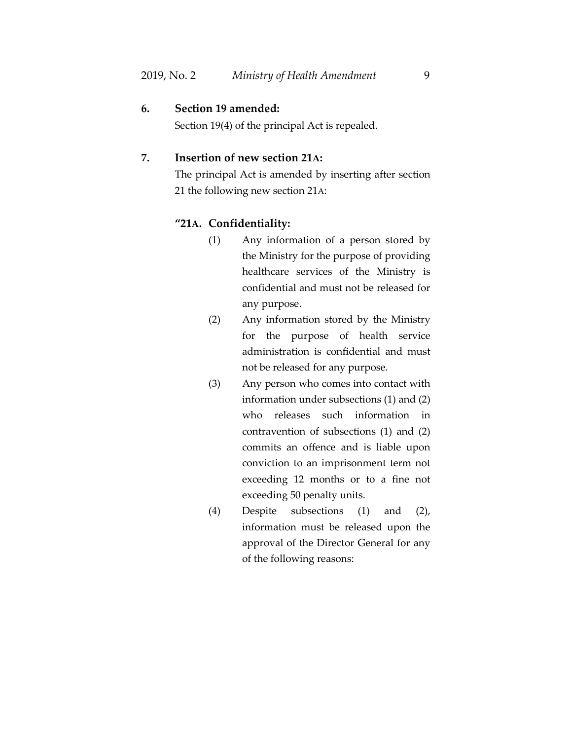**6. Section 19 amended:**

Section 19(4) of the principal Act is repealed.

**7. Insertion of new section 21A:**

The principal Act is amended by inserting after section 21 the following new section 21A:

**"21A. Confidentiality:**

(1) Any information of a person stored by the Ministry for the purpose of providing healthcare services of the Ministry is confidential and must not be released for any purpose.

(2) Any information stored by the Ministry for the purpose of health service administration is confidential and must not be released for any purpose.

(3) Any person who comes into contact with information under subsections (1) and (2) who releases such information in contravention of subsections (1) and (2) commits an offence and is liable upon conviction to an imprisonment term not exceeding 12 months or to a fine not exceeding 50 penalty units.

(4) Despite subsections (1) and (2), information must be released upon the approval of the Director General for any of the following reasons: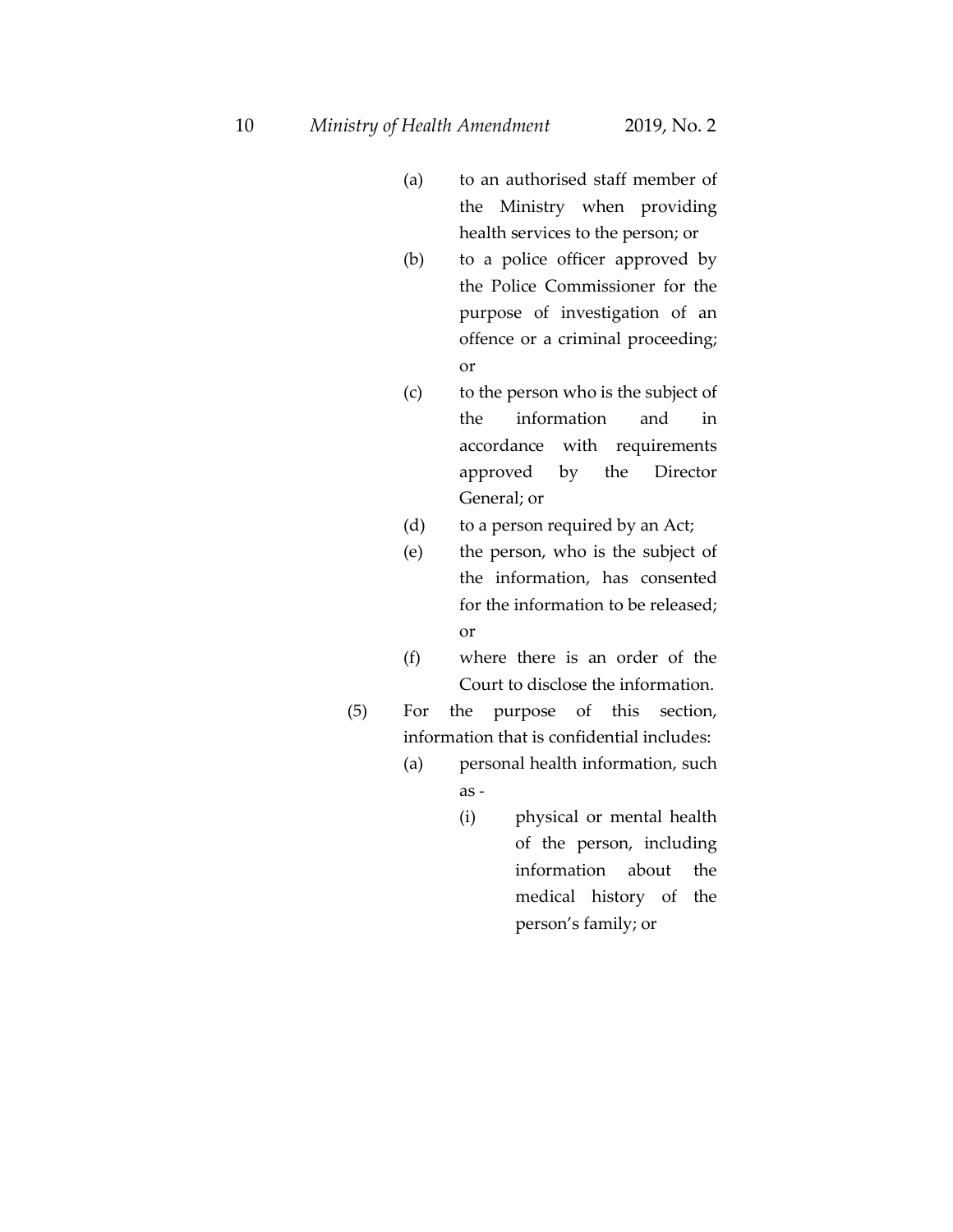(a) to an authorised staff member of the Ministry when providing health services to the person; or

(b) to a police officer approved by the Police Commissioner for the purpose of investigation of an offence or a criminal proceeding; or

(c) to the person who is the subject of the information and in accordance with requirements approved by the Director General; or

(d) to a person required by an Act;

(e) the person, who is the subject of the information, has consented for the information to be released; or

(f) where there is an order of the Court to disclose the information.

(5) For the purpose of this section, information that is confidential includes:

(a) personal health information, such as -

(i) physical or mental health of the person, including information about the medical history of the person's family; or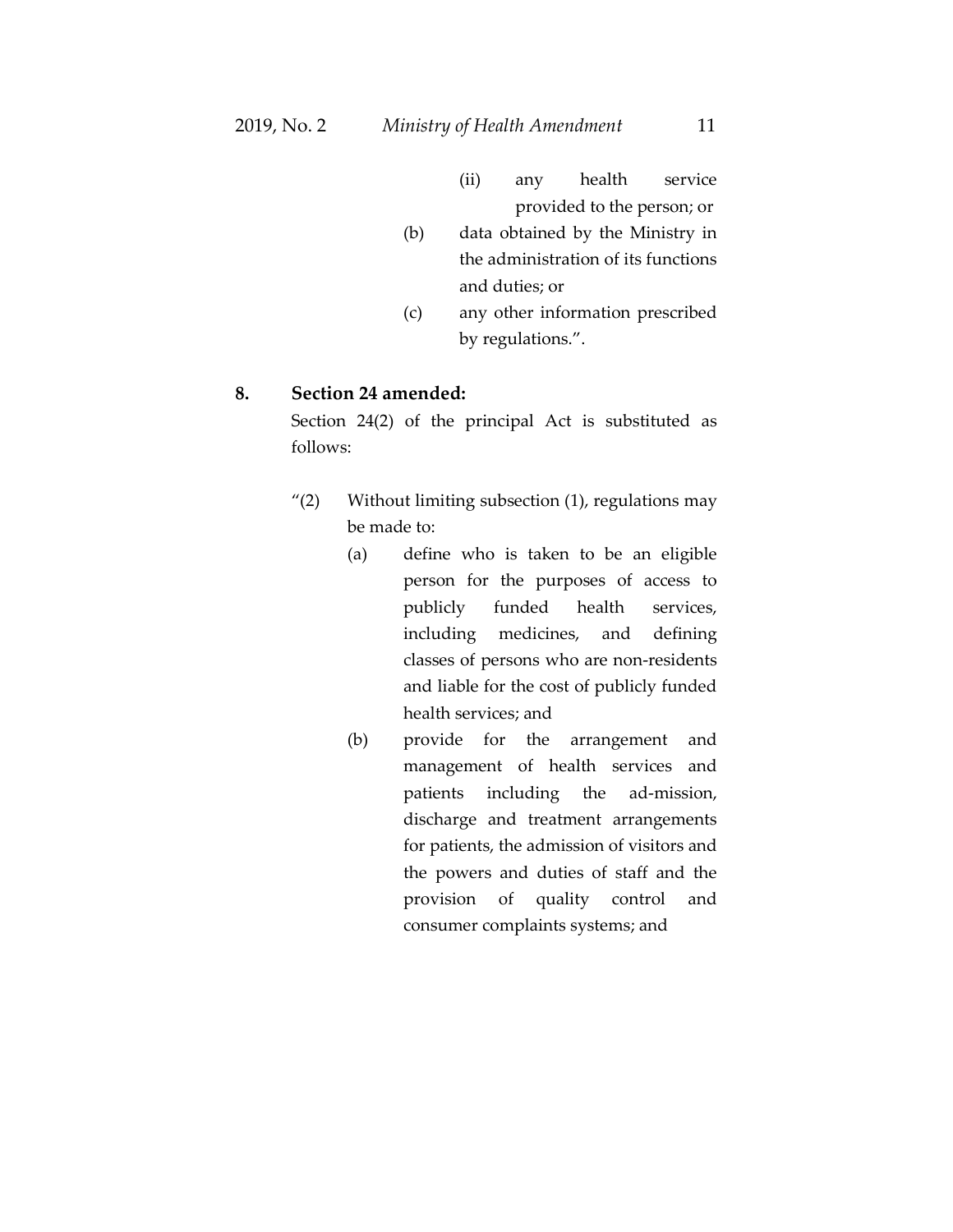(ii) any health service provided to the person; or

(b) data obtained by the Ministry in the administration of its functions and duties; or

(c) any other information prescribed by regulations.”.

**8. Section 24 amended:**

Section 24(2) of the principal Act is substituted as follows:

“(2) Without limiting subsection (1), regulations may be made to:

(a) define who is taken to be an eligible person for the purposes of access to publicly funded health services, including medicines, and defining classes of persons who are non-residents and liable for the cost of publicly funded health services; and

(b) provide for the arrangement and management of health services and patients including the ad-mission, discharge and treatment arrangements for patients, the admission of visitors and the powers and duties of staff and the provision of quality control and consumer complaints systems; and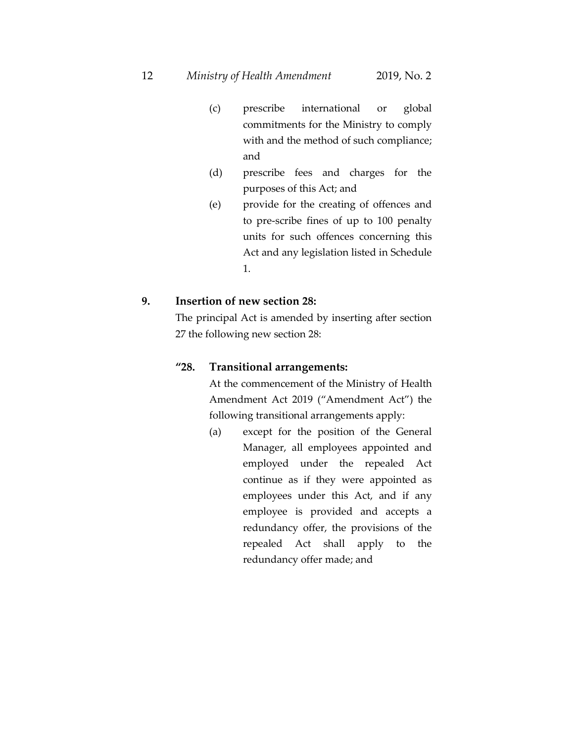(c) prescribe international or global commitments for the Ministry to comply with and the method of such compliance; and

(d) prescribe fees and charges for the purposes of this Act; and

(e) provide for the creating of offences and to pre-scribe fines of up to 100 penalty units for such offences concerning this Act and any legislation listed in Schedule 1.

**9. Insertion of new section 28:**

The principal Act is amended by inserting after section 27 the following new section 28:

**"28. Transitional arrangements:**

At the commencement of the Ministry of Health Amendment Act 2019 ("Amendment Act") the following transitional arrangements apply:

(a) except for the position of the General Manager, all employees appointed and employed under the repealed Act continue as if they were appointed as employees under this Act, and if any employee is provided and accepts a redundancy offer, the provisions of the repealed Act shall apply to the redundancy offer made; and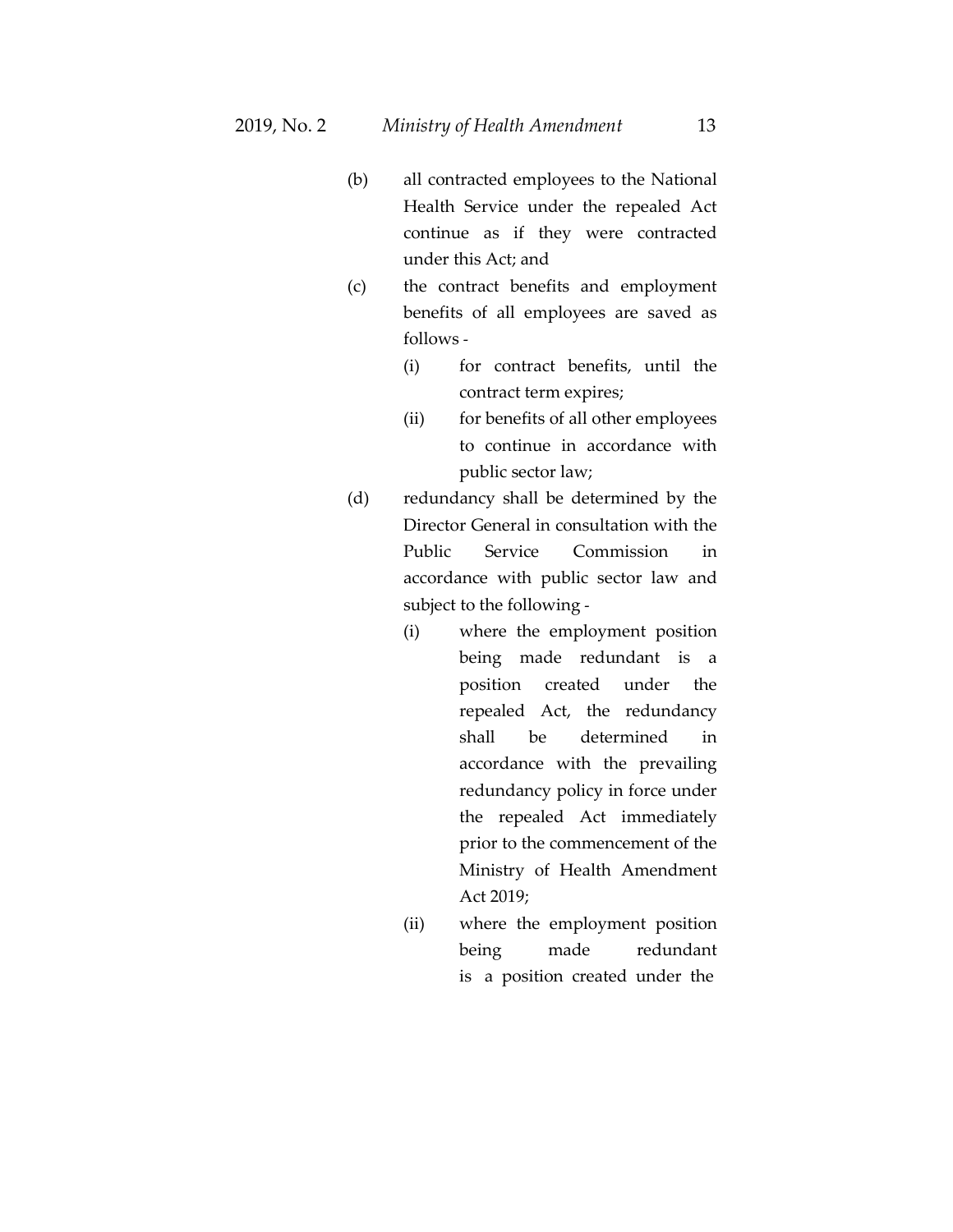(b) all contracted employees to the National Health Service under the repealed Act continue as if they were contracted under this Act; and

(c) the contract benefits and employment benefits of all employees are saved as follows -

  (i) for contract benefits, until the contract term expires;

  (ii) for benefits of all other employees to continue in accordance with public sector law;

(d) redundancy shall be determined by the Director General in consultation with the Public Service Commission in accordance with public sector law and subject to the following -

  (i) where the employment position being made redundant is a position created under the repealed Act, the redundancy shall be determined in accordance with the prevailing redundancy policy in force under the repealed Act immediately prior to the commencement of the Ministry of Health Amendment Act 2019;

  (ii) where the employment position being made redundant is a position created under the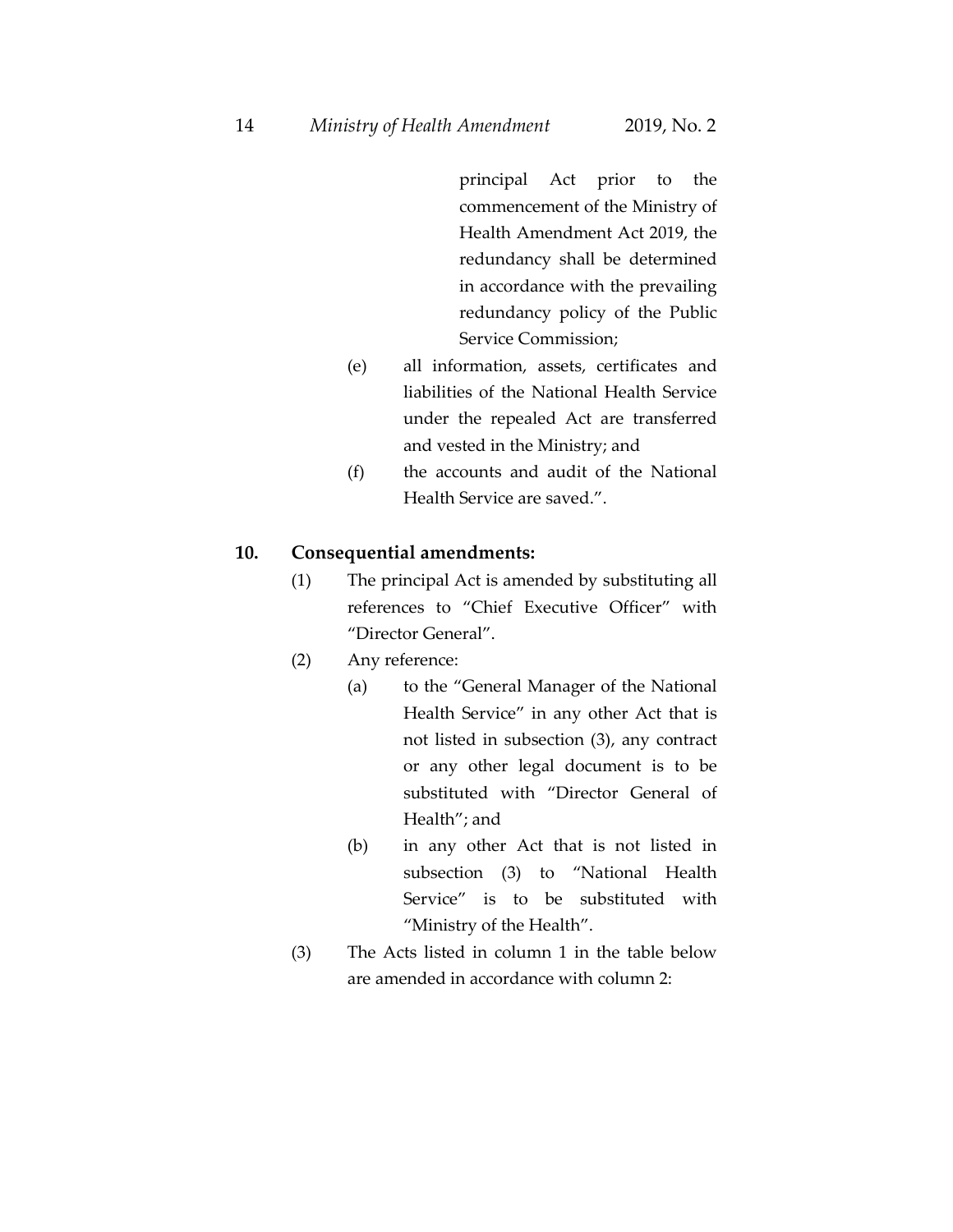principal Act prior to the commencement of the Ministry of Health Amendment Act 2019, the redundancy shall be determined in accordance with the prevailing redundancy policy of the Public Service Commission;

(e) all information, assets, certificates and liabilities of the National Health Service under the repealed Act are transferred and vested in the Ministry; and

(f) the accounts and audit of the National Health Service are saved.".

**10. Consequential amendments:**

(1) The principal Act is amended by substituting all references to "Chief Executive Officer" with "Director General".

(2) Any reference:

(a) to the "General Manager of the National Health Service" in any other Act that is not listed in subsection (3), any contract or any other legal document is to be substituted with "Director General of Health"; and

(b) in any other Act that is not listed in subsection (3) to "National Health Service" is to be substituted with "Ministry of the Health".

(3) The Acts listed in column 1 in the table below are amended in accordance with column 2: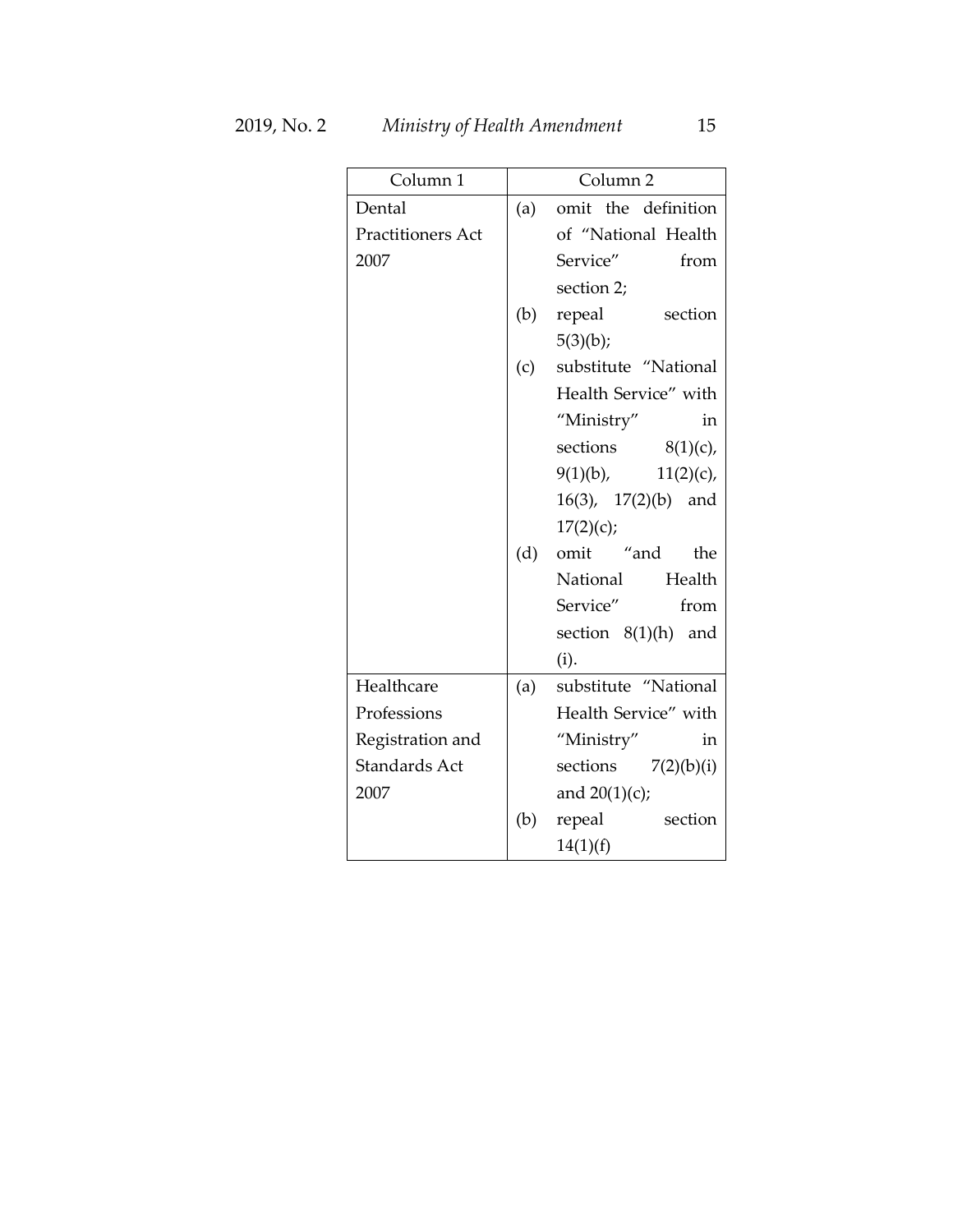| Column 1 | Column 2 |
| --- | --- |
| Dental Practitioners Act 2007 | (a) omit the definition of "National Health Service" from section 2;<br>(b) repeal section 5(3)(b);<br>(c) substitute "National Health Service" with "Ministry" in sections 8(1)(c), 9(1)(b), 11(2)(c), 16(3), 17(2)(b) and 17(2)(c);<br>(d) omit "and the National Health Service" from section 8(1)(h) and (i). |
| Healthcare Professions Registration and Standards Act 2007 | (a) substitute "National Health Service" with "Ministry" in sections 7(2)(b)(i) and 20(1)(c);<br>(b) repeal section 14(1)(f) |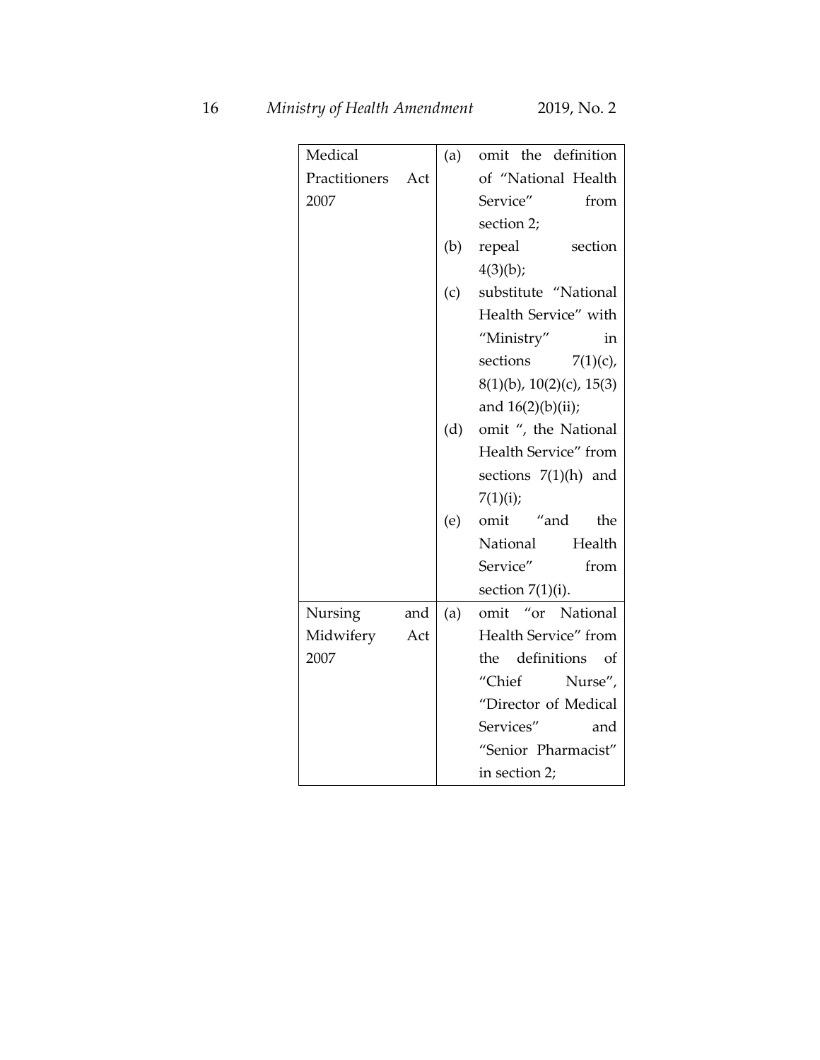| | |
|---|---|
| Medical Practitioners Act 2007 | (a) omit the definition of "National Health Service" from section 2;<br>(b) repeal section 4(3)(b);<br>(c) substitute "National Health Service" with "Ministry" in sections 7(1)(c), 8(1)(b), 10(2)(c), 15(3) and 16(2)(b)(ii);<br>(d) omit ", the National Health Service" from sections 7(1)(h) and 7(1)(i);<br>(e) omit "and the National Health Service" from section 7(1)(i). |
| Nursing and Midwifery Act 2007 | (a) omit "or National Health Service" from the definitions of "Chief Nurse", "Director of Medical Services" and "Senior Pharmacist" in section 2; |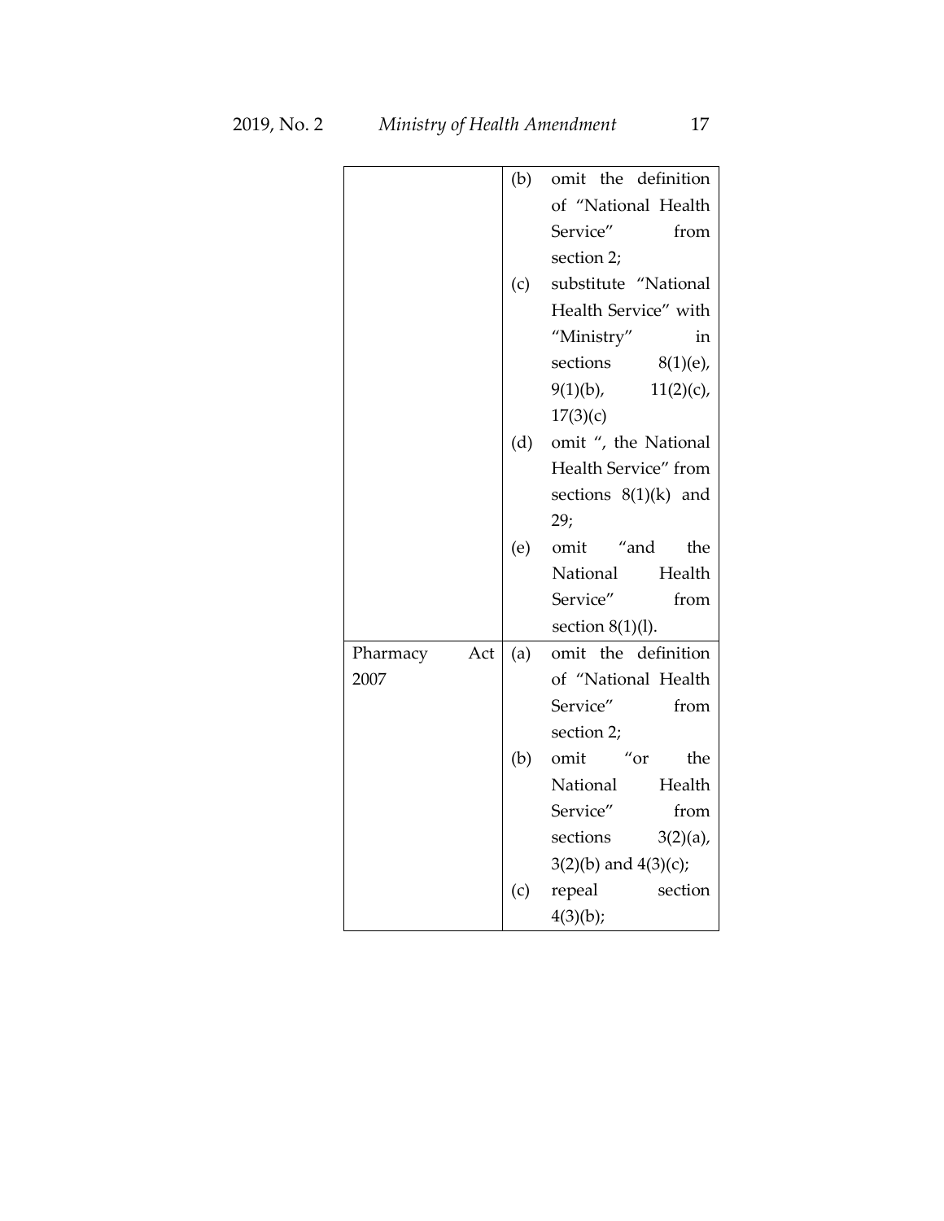| | | |
|---|---|---|
| | (b) | omit the definition of "National Health Service" from section 2; |
| | (c) | substitute "National Health Service" with "Ministry" in sections 8(1)(e), 9(1)(b), 11(2)(c), 17(3)(c) |
| | (d) | omit ", the National Health Service" from sections 8(1)(k) and 29; |
| | (e) | omit "and the National Health Service" from section 8(1)(l). |
| Pharmacy Act 2007 | (a) | omit the definition of "National Health Service" from section 2; |
| | (b) | omit "or the National Health Service" from sections 3(2)(a), 3(2)(b) and 4(3)(c); |
| | (c) | repeal section 4(3)(b); |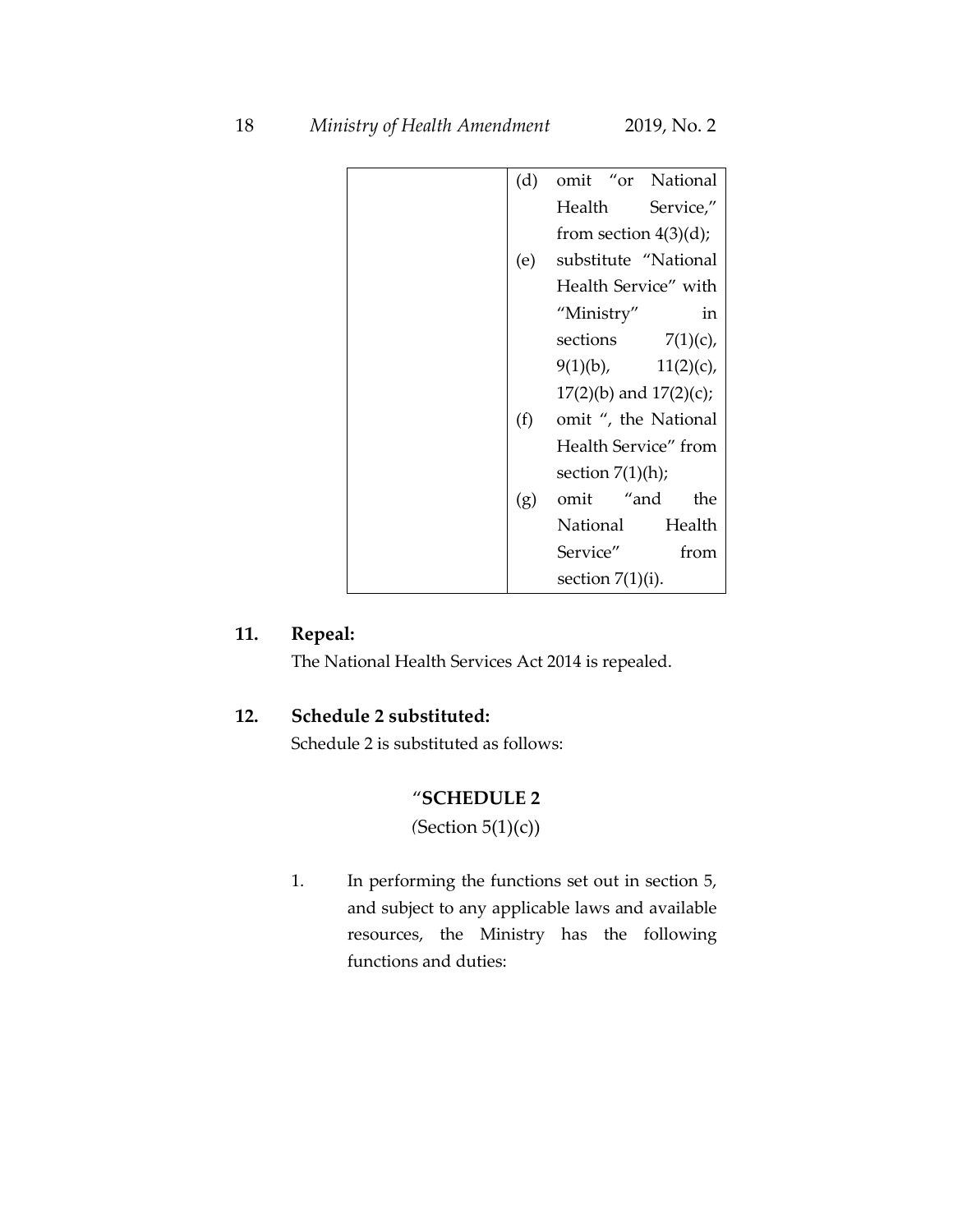| | |
|---|---|
| | (d) omit "or National Health Service," from section 4(3)(d);<br>(e) substitute "National Health Service" with "Ministry" in sections 7(1)(c), 9(1)(b), 11(2)(c), 17(2)(b) and 17(2)(c);<br>(f) omit ", the National Health Service" from section 7(1)(h);<br>(g) omit "and the National Health Service" from section 7(1)(i). |

**11. Repeal:**

The National Health Services Act 2014 is repealed.

**12. Schedule 2 substituted:**

Schedule 2 is substituted as follows:

"**SCHEDULE 2**

(Section 5(1)(c))

1. In performing the functions set out in section 5, and subject to any applicable laws and available resources, the Ministry has the following functions and duties: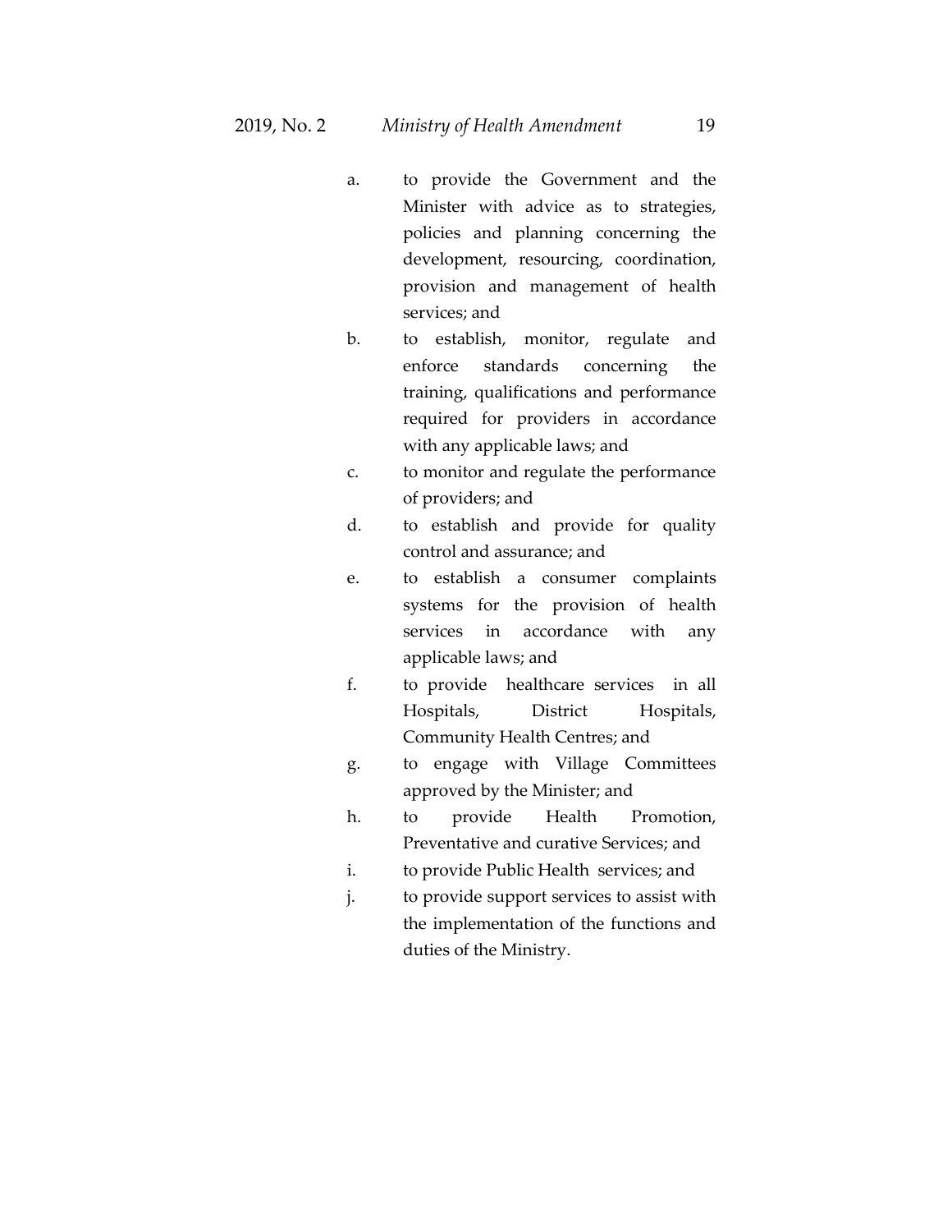a. to provide the Government and the Minister with advice as to strategies, policies and planning concerning the development, resourcing, coordination, provision and management of health services; and

b. to establish, monitor, regulate and enforce standards concerning the training, qualifications and performance required for providers in accordance with any applicable laws; and

c. to monitor and regulate the performance of providers; and

d. to establish and provide for quality control and assurance; and

e. to establish a consumer complaints systems for the provision of health services in accordance with any applicable laws; and

f. to provide healthcare services in all Hospitals, District Hospitals, Community Health Centres; and

g. to engage with Village Committees approved by the Minister; and

h. to provide Health Promotion, Preventative and curative Services; and

i. to provide Public Health services; and

j. to provide support services to assist with the implementation of the functions and duties of the Ministry.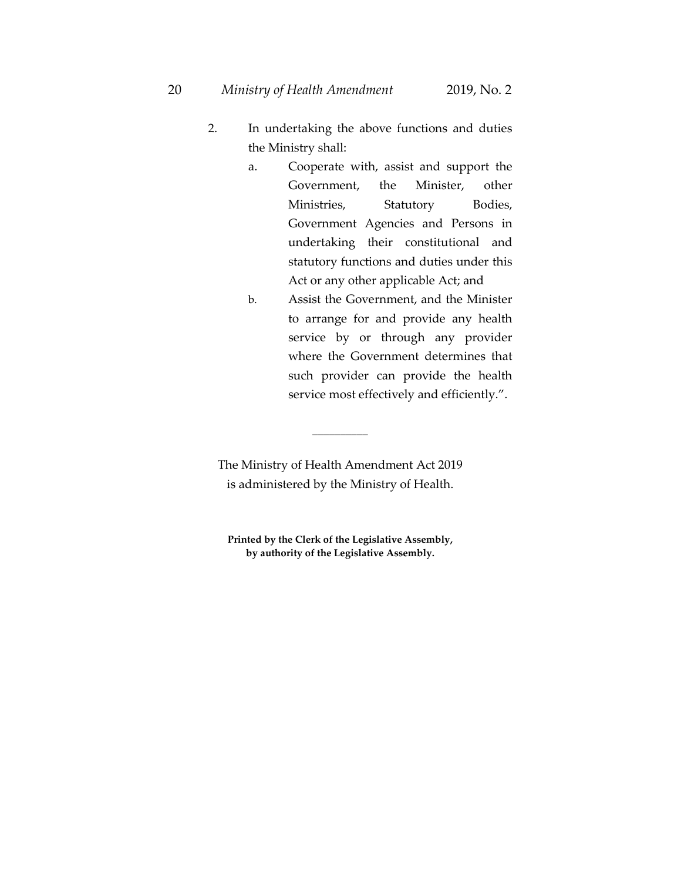2. In undertaking the above functions and duties the Ministry shall:

   a. Cooperate with, assist and support the Government, the Minister, other Ministries, Statutory Bodies, Government Agencies and Persons in undertaking their constitutional and statutory functions and duties under this Act or any other applicable Act; and

   b. Assist the Government, and the Minister to arrange for and provide any health service by or through any provider where the Government determines that such provider can provide the health service most effectively and efficiently.".

---

The Ministry of Health Amendment Act 2019 is administered by the Ministry of Health.

**Printed by the Clerk of the Legislative Assembly, by authority of the Legislative Assembly.**